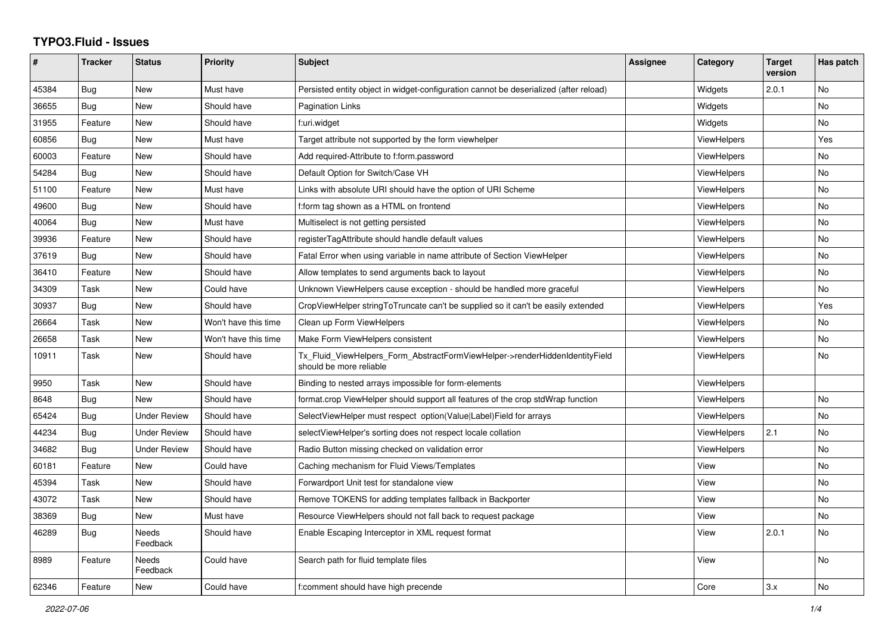# TYPO3.Fluid - Issues

| # | Tracker | Status | Priority | Subject | Assignee | Category | Target version | Has patch |
|---|---|---|---|---|---|---|---|---|
| 45384 | Bug | New | Must have | Persisted entity object in widget-configuration cannot be deserialized (after reload) | | Widgets | 2.0.1 | No |
| 36655 | Bug | New | Should have | Pagination Links | | Widgets | | No |
| 31955 | Feature | New | Should have | f:uri.widget | | Widgets | | No |
| 60856 | Bug | New | Must have | Target attribute not supported by the form viewhelper | | ViewHelpers | | Yes |
| 60003 | Feature | New | Should have | Add required-Attribute to f:form.password | | ViewHelpers | | No |
| 54284 | Bug | New | Should have | Default Option for Switch/Case VH | | ViewHelpers | | No |
| 51100 | Feature | New | Must have | Links with absolute URI should have the option of URI Scheme | | ViewHelpers | | No |
| 49600 | Bug | New | Should have | f:form tag shown as a HTML on frontend | | ViewHelpers | | No |
| 40064 | Bug | New | Must have | Multiselect is not getting persisted | | ViewHelpers | | No |
| 39936 | Feature | New | Should have | registerTagAttribute should handle default values | | ViewHelpers | | No |
| 37619 | Bug | New | Should have | Fatal Error when using variable in name attribute of Section ViewHelper | | ViewHelpers | | No |
| 36410 | Feature | New | Should have | Allow templates to send arguments back to layout | | ViewHelpers | | No |
| 34309 | Task | New | Could have | Unknown ViewHelpers cause exception - should be handled more graceful | | ViewHelpers | | No |
| 30937 | Bug | New | Should have | CropViewHelper stringToTruncate can't be supplied so it can't be easily extended | | ViewHelpers | | Yes |
| 26664 | Task | New | Won't have this time | Clean up Form ViewHelpers | | ViewHelpers | | No |
| 26658 | Task | New | Won't have this time | Make Form ViewHelpers consistent | | ViewHelpers | | No |
| 10911 | Task | New | Should have | Tx_Fluid_ViewHelpers_Form_AbstractFormViewHelper->renderHiddenIdentityField should be more reliable | | ViewHelpers | | No |
| 9950 | Task | New | Should have | Binding to nested arrays impossible for form-elements | | ViewHelpers | | |
| 8648 | Bug | New | Should have | format.crop ViewHelper should support all features of the crop stdWrap function | | ViewHelpers | | No |
| 65424 | Bug | Under Review | Should have | SelectViewHelper must respect option(Value\|Label)Field for arrays | | ViewHelpers | | No |
| 44234 | Bug | Under Review | Should have | selectViewHelper's sorting does not respect locale collation | | ViewHelpers | 2.1 | No |
| 34682 | Bug | Under Review | Should have | Radio Button missing checked on validation error | | ViewHelpers | | No |
| 60181 | Feature | New | Could have | Caching mechanism for Fluid Views/Templates | | View | | No |
| 45394 | Task | New | Should have | Forwardport Unit test for standalone view | | View | | No |
| 43072 | Task | New | Should have | Remove TOKENS for adding templates fallback in Backporter | | View | | No |
| 38369 | Bug | New | Must have | Resource ViewHelpers should not fall back to request package | | View | | No |
| 46289 | Bug | Needs Feedback | Should have | Enable Escaping Interceptor in XML request format | | View | 2.0.1 | No |
| 8989 | Feature | Needs Feedback | Could have | Search path for fluid template files | | View | | No |
| 62346 | Feature | New | Could have | f:comment should have high precende | | Core | 3.x | No |

*2022-07-06*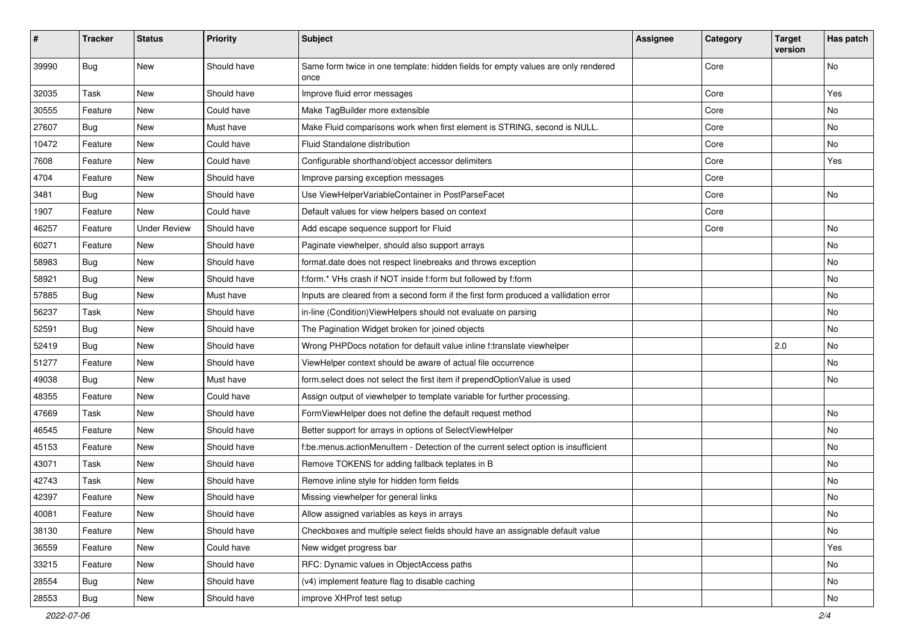| # | Tracker | Status | Priority | Subject | Assignee | Category | Target version | Has patch |
|---|---|---|---|---|---|---|---|---|
| 39990 | Bug | New | Should have | Same form twice in one template: hidden fields for empty values are only rendered once | | Core | | No |
| 32035 | Task | New | Should have | Improve fluid error messages | | Core | | Yes |
| 30555 | Feature | New | Could have | Make TagBuilder more extensible | | Core | | No |
| 27607 | Bug | New | Must have | Make Fluid comparisons work when first element is STRING, second is NULL. | | Core | | No |
| 10472 | Feature | New | Could have | Fluid Standalone distribution | | Core | | No |
| 7608 | Feature | New | Could have | Configurable shorthand/object accessor delimiters | | Core | | Yes |
| 4704 | Feature | New | Should have | Improve parsing exception messages | | Core | | |
| 3481 | Bug | New | Should have | Use ViewHelperVariableContainer in PostParseFacet | | Core | | No |
| 1907 | Feature | New | Could have | Default values for view helpers based on context | | Core | | |
| 46257 | Feature | Under Review | Should have | Add escape sequence support for Fluid | | Core | | No |
| 60271 | Feature | New | Should have | Paginate viewhelper, should also support arrays | | | | No |
| 58983 | Bug | New | Should have | format.date does not respect linebreaks and throws exception | | | | No |
| 58921 | Bug | New | Should have | f:form.* VHs crash if NOT inside f:form but followed by f:form | | | | No |
| 57885 | Bug | New | Must have | Inputs are cleared from a second form if the first form produced a vallidation error | | | | No |
| 56237 | Task | New | Should have | in-line (Condition)ViewHelpers should not evaluate on parsing | | | | No |
| 52591 | Bug | New | Should have | The Pagination Widget broken for joined objects | | | | No |
| 52419 | Bug | New | Should have | Wrong PHPDocs notation for default value inline f:translate viewhelper | | | 2.0 | No |
| 51277 | Feature | New | Should have | ViewHelper context should be aware of actual file occurrence | | | | No |
| 49038 | Bug | New | Must have | form.select does not select the first item if prependOptionValue is used | | | | No |
| 48355 | Feature | New | Could have | Assign output of viewhelper to template variable for further processing. | | | | |
| 47669 | Task | New | Should have | FormViewHelper does not define the default request method | | | | No |
| 46545 | Feature | New | Should have | Better support for arrays in options of SelectViewHelper | | | | No |
| 45153 | Feature | New | Should have | f:be.menus.actionMenuItem - Detection of the current select option is insufficient | | | | No |
| 43071 | Task | New | Should have | Remove TOKENS for adding fallback teplates in B | | | | No |
| 42743 | Task | New | Should have | Remove inline style for hidden form fields | | | | No |
| 42397 | Feature | New | Should have | Missing viewhelper for general links | | | | No |
| 40081 | Feature | New | Should have | Allow assigned variables as keys in arrays | | | | No |
| 38130 | Feature | New | Should have | Checkboxes and multiple select fields should have an assignable default value | | | | No |
| 36559 | Feature | New | Could have | New widget progress bar | | | | Yes |
| 33215 | Feature | New | Should have | RFC: Dynamic values in ObjectAccess paths | | | | No |
| 28554 | Bug | New | Should have | (v4) implement feature flag to disable caching | | | | No |
| 28553 | Bug | New | Should have | improve XHProf test setup | | | | No |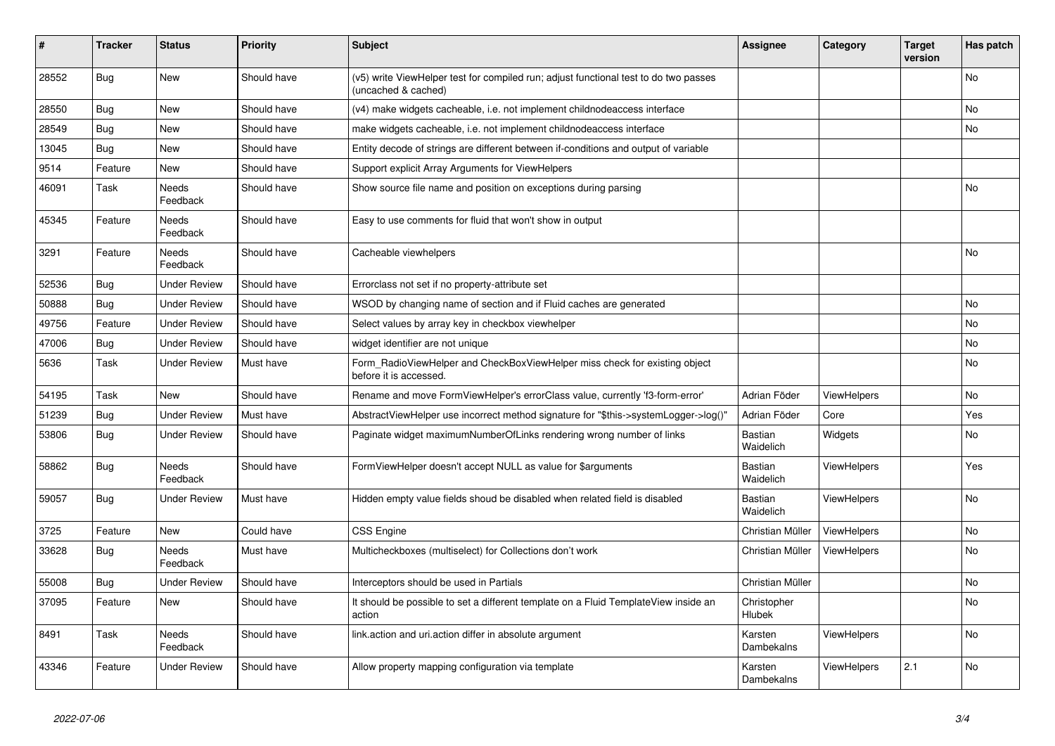| # | Tracker | Status | Priority | Subject | Assignee | Category | Target version | Has patch |
|---|---|---|---|---|---|---|---|---|
| 28552 | Bug | New | Should have | (v5) write ViewHelper test for compiled run; adjust functional test to do two passes (uncached & cached) | | | | No |
| 28550 | Bug | New | Should have | (v4) make widgets cacheable, i.e. not implement childnodeaccess interface | | | | No |
| 28549 | Bug | New | Should have | make widgets cacheable, i.e. not implement childnodeaccess interface | | | | No |
| 13045 | Bug | New | Should have | Entity decode of strings are different between if-conditions and output of variable | | | | |
| 9514 | Feature | New | Should have | Support explicit Array Arguments for ViewHelpers | | | | |
| 46091 | Task | Needs Feedback | Should have | Show source file name and position on exceptions during parsing | | | | No |
| 45345 | Feature | Needs Feedback | Should have | Easy to use comments for fluid that won't show in output | | | | |
| 3291 | Feature | Needs Feedback | Should have | Cacheable viewhelpers | | | | No |
| 52536 | Bug | Under Review | Should have | Errorclass not set if no property-attribute set | | | | |
| 50888 | Bug | Under Review | Should have | WSOD by changing name of section and if Fluid caches are generated | | | | No |
| 49756 | Feature | Under Review | Should have | Select values by array key in checkbox viewhelper | | | | No |
| 47006 | Bug | Under Review | Should have | widget identifier are not unique | | | | No |
| 5636 | Task | Under Review | Must have | Form_RadioViewHelper and CheckBoxViewHelper miss check for existing object before it is accessed. | | | | No |
| 54195 | Task | New | Should have | Rename and move FormViewHelper's errorClass value, currently 'f3-form-error' | Adrian Föder | ViewHelpers | | No |
| 51239 | Bug | Under Review | Must have | AbstractViewHelper use incorrect method signature for "$this->systemLogger->log()" | Adrian Föder | Core | | Yes |
| 53806 | Bug | Under Review | Should have | Paginate widget maximumNumberOfLinks rendering wrong number of links | Bastian Waidelich | Widgets | | No |
| 58862 | Bug | Needs Feedback | Should have | FormViewHelper doesn't accept NULL as value for $arguments | Bastian Waidelich | ViewHelpers | | Yes |
| 59057 | Bug | Under Review | Must have | Hidden empty value fields shoud be disabled when related field is disabled | Bastian Waidelich | ViewHelpers | | No |
| 3725 | Feature | New | Could have | CSS Engine | Christian Müller | ViewHelpers | | No |
| 33628 | Bug | Needs Feedback | Must have | Multicheckboxes (multiselect) for Collections don't work | Christian Müller | ViewHelpers | | No |
| 55008 | Bug | Under Review | Should have | Interceptors should be used in Partials | Christian Müller | | | No |
| 37095 | Feature | New | Should have | It should be possible to set a different template on a Fluid TemplateView inside an action | Christopher Hlubek | | | No |
| 8491 | Task | Needs Feedback | Should have | link.action and uri.action differ in absolute argument | Karsten Dambekalns | ViewHelpers | | No |
| 43346 | Feature | Under Review | Should have | Allow property mapping configuration via template | Karsten Dambekalns | ViewHelpers | 2.1 | No |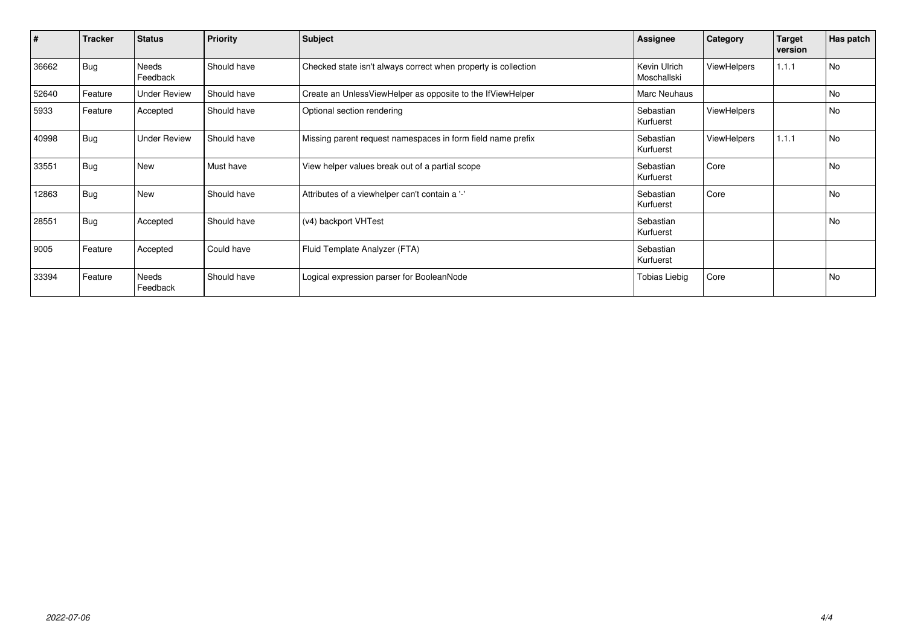| # | Tracker | Status | Priority | Subject | Assignee | Category | Target version | Has patch |
|---|---|---|---|---|---|---|---|---|
| 36662 | Bug | Needs Feedback | Should have | Checked state isn't always correct when property is collection | Kevin Ulrich Moschallski | ViewHelpers | 1.1.1 | No |
| 52640 | Feature | Under Review | Should have | Create an UnlessViewHelper as opposite to the IfViewHelper | Marc Neuhaus | | | No |
| 5933 | Feature | Accepted | Should have | Optional section rendering | Sebastian Kurfuerst | ViewHelpers | | No |
| 40998 | Bug | Under Review | Should have | Missing parent request namespaces in form field name prefix | Sebastian Kurfuerst | ViewHelpers | 1.1.1 | No |
| 33551 | Bug | New | Must have | View helper values break out of a partial scope | Sebastian Kurfuerst | Core | | No |
| 12863 | Bug | New | Should have | Attributes of a viewhelper can't contain a '-' | Sebastian Kurfuerst | Core | | No |
| 28551 | Bug | Accepted | Should have | (v4) backport VHTest | Sebastian Kurfuerst | | | No |
| 9005 | Feature | Accepted | Could have | Fluid Template Analyzer (FTA) | Sebastian Kurfuerst | | | |
| 33394 | Feature | Needs Feedback | Should have | Logical expression parser for BooleanNode | Tobias Liebig | Core | | No |